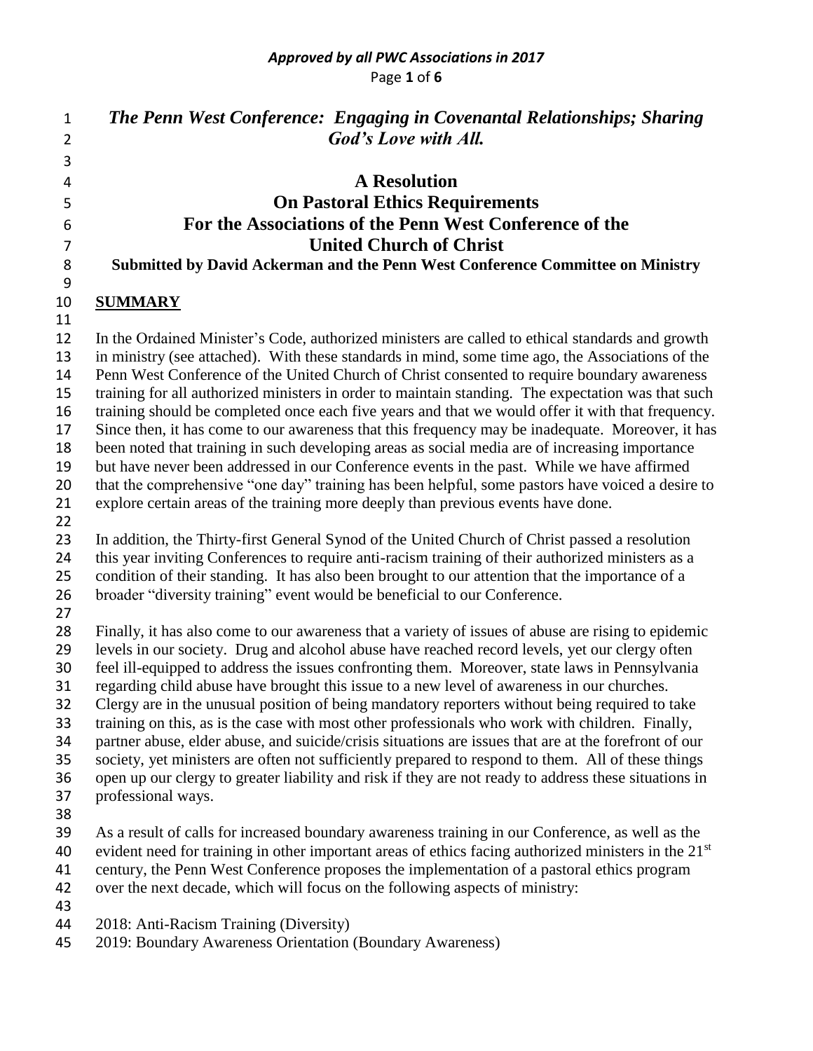*The Penn West Conference: Engaging in Covenantal Relationships; Sharing God's Love with All.*

# A Resolution On Pastoral Ethics Requirements For the Associations of the Penn West Conference of the United Church of Christ

**Submitted by David Ackerman and the Penn West Conference Committee on Ministry**

## SUMMARY

In the Ordained Minister's Code, authorized ministers are called to ethical standards and growth in ministry (see attached). With these standards in mind, some time ago, the Associations of the Penn West Conference of the United Church of Christ consented to require boundary awareness training for all authorized ministers in order to maintain standing. The expectation was that such training should be completed once each five years and that we would offer it with that frequency. Since then, it has come to our awareness that this frequency may be inadequate. Moreover, it has been noted that training in such developing areas as social media are of increasing importance but have never been addressed in our Conference events in the past. While we have affirmed that the comprehensive "one day" training has been helpful, some pastors have voiced a desire to explore certain areas of the training more deeply than previous events have done.

In addition, the Thirty-first General Synod of the United Church of Christ passed a resolution this year inviting Conferences to require anti-racism training of their authorized ministers as a condition of their standing. It has also been brought to our attention that the importance of a broader "diversity training" event would be beneficial to our Conference.

Finally, it has also come to our awareness that a variety of issues of abuse are rising to epidemic levels in our society. Drug and alcohol abuse have reached record levels, yet our clergy often feel ill-equipped to address the issues confronting them. Moreover, state laws in Pennsylvania regarding child abuse have brought this issue to a new level of awareness in our churches. Clergy are in the unusual position of being mandatory reporters without being required to take training on this, as is the case with most other professionals who work with children. Finally, partner abuse, elder abuse, and suicide/crisis situations are issues that are at the forefront of our society, yet ministers are often not sufficiently prepared to respond to them. All of these things open up our clergy to greater liability and risk if they are not ready to address these situations in professional ways.

As a result of calls for increased boundary awareness training in our Conference, as well as the evident need for training in other important areas of ethics facing authorized ministers in the 21st century, the Penn West Conference proposes the implementation of a pastoral ethics program over the next decade, which will focus on the following aspects of ministry:

2018: Anti-Racism Training (Diversity)
2019: Boundary Awareness Orientation (Boundary Awareness)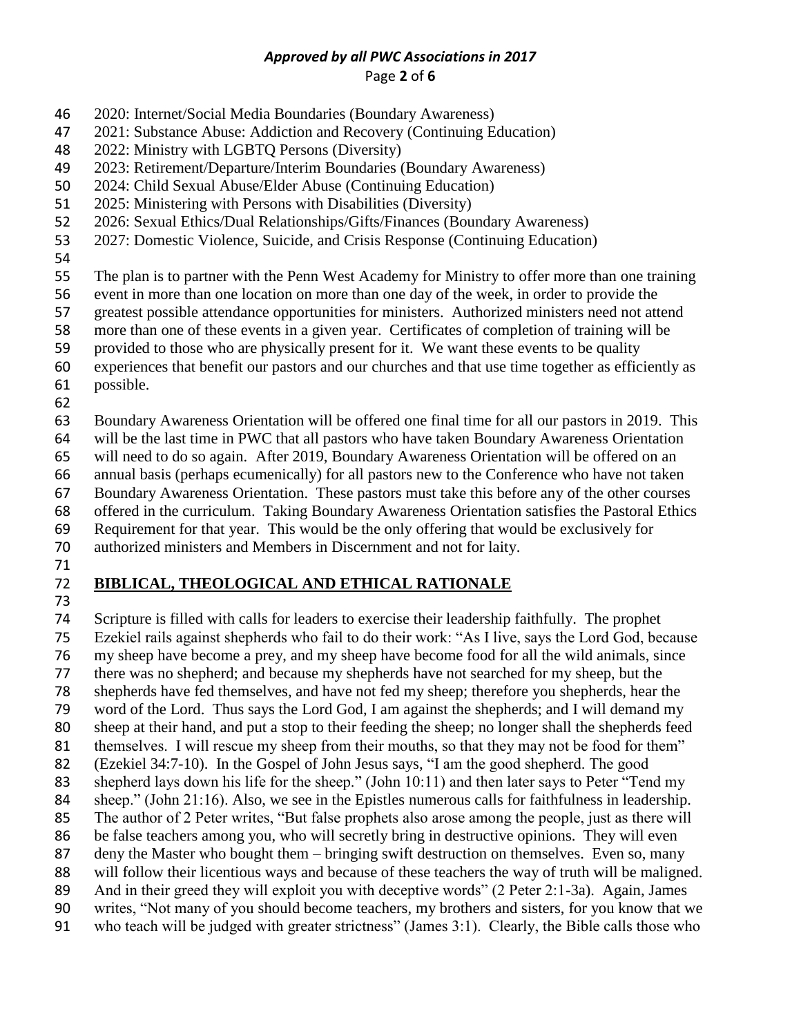2020: Internet/Social Media Boundaries (Boundary Awareness)
2021: Substance Abuse: Addiction and Recovery (Continuing Education)
2022: Ministry with LGBTQ Persons (Diversity)
2023: Retirement/Departure/Interim Boundaries (Boundary Awareness)
2024: Child Sexual Abuse/Elder Abuse (Continuing Education)
2025: Ministering with Persons with Disabilities (Diversity)
2026: Sexual Ethics/Dual Relationships/Gifts/Finances (Boundary Awareness)
2027: Domestic Violence, Suicide, and Crisis Response (Continuing Education)

The plan is to partner with the Penn West Academy for Ministry to offer more than one training event in more than one location on more than one day of the week, in order to provide the greatest possible attendance opportunities for ministers. Authorized ministers need not attend more than one of these events in a given year. Certificates of completion of training will be provided to those who are physically present for it. We want these events to be quality experiences that benefit our pastors and our churches and that use time together as efficiently as possible.

Boundary Awareness Orientation will be offered one final time for all our pastors in 2019. This will be the last time in PWC that all pastors who have taken Boundary Awareness Orientation will need to do so again. After 2019, Boundary Awareness Orientation will be offered on an annual basis (perhaps ecumenically) for all pastors new to the Conference who have not taken Boundary Awareness Orientation. These pastors must take this before any of the other courses offered in the curriculum. Taking Boundary Awareness Orientation satisfies the Pastoral Ethics Requirement for that year. This would be the only offering that would be exclusively for authorized ministers and Members in Discernment and not for laity.

## BIBLICAL, THEOLOGICAL AND ETHICAL RATIONALE

Scripture is filled with calls for leaders to exercise their leadership faithfully. The prophet Ezekiel rails against shepherds who fail to do their work: "As I live, says the Lord God, because my sheep have become a prey, and my sheep have become food for all the wild animals, since there was no shepherd; and because my shepherds have not searched for my sheep, but the shepherds have fed themselves, and have not fed my sheep; therefore you shepherds, hear the word of the Lord. Thus says the Lord God, I am against the shepherds; and I will demand my sheep at their hand, and put a stop to their feeding the sheep; no longer shall the shepherds feed themselves. I will rescue my sheep from their mouths, so that they may not be food for them" (Ezekiel 34:7-10). In the Gospel of John Jesus says, "I am the good shepherd. The good shepherd lays down his life for the sheep." (John 10:11) and then later says to Peter "Tend my sheep." (John 21:16). Also, we see in the Epistles numerous calls for faithfulness in leadership. The author of 2 Peter writes, "But false prophets also arose among the people, just as there will be false teachers among you, who will secretly bring in destructive opinions. They will even deny the Master who bought them – bringing swift destruction on themselves. Even so, many will follow their licentious ways and because of these teachers the way of truth will be maligned. And in their greed they will exploit you with deceptive words" (2 Peter 2:1-3a). Again, James writes, "Not many of you should become teachers, my brothers and sisters, for you know that we who teach will be judged with greater strictness" (James 3:1). Clearly, the Bible calls those who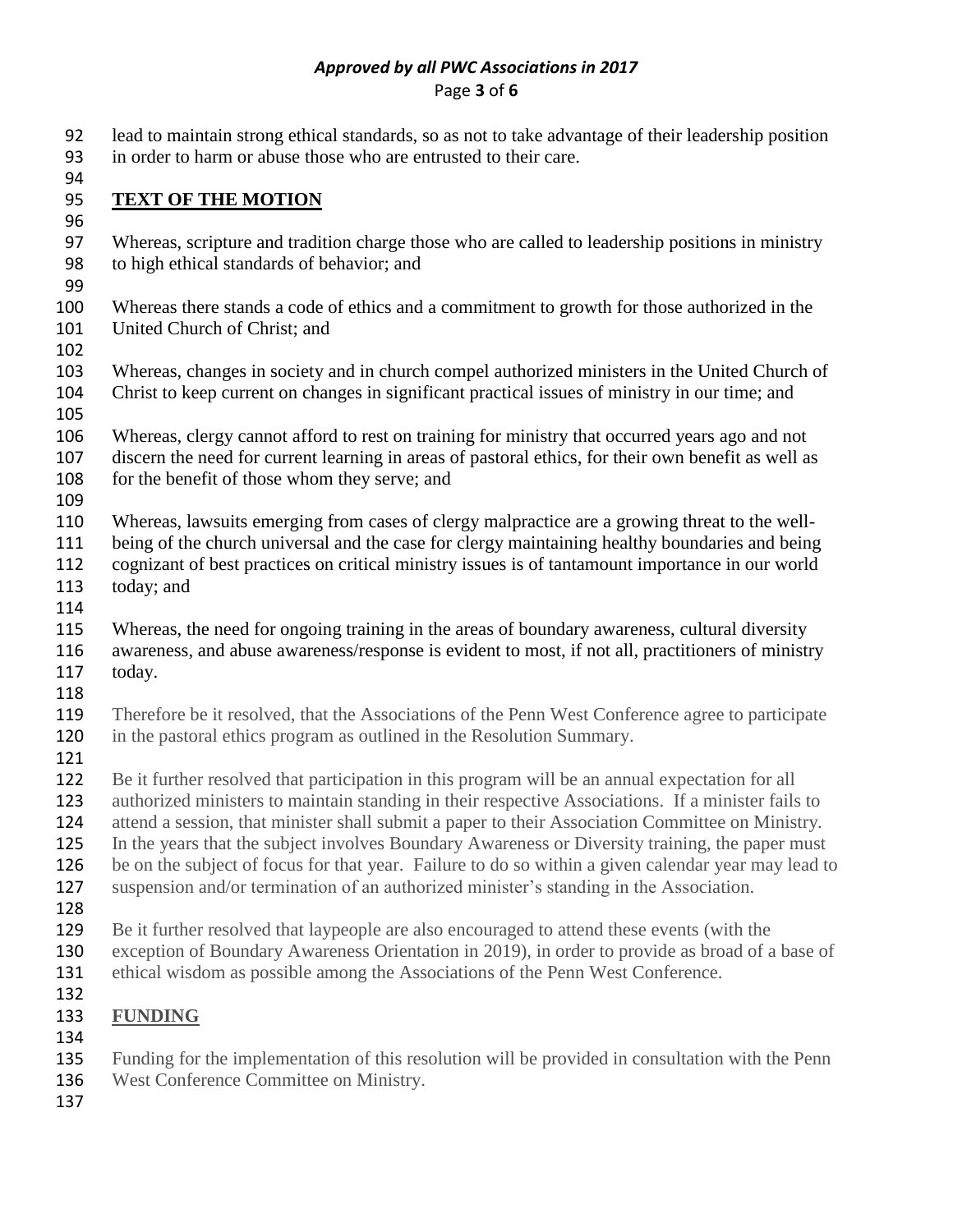lead to maintain strong ethical standards, so as not to take advantage of their leadership position in order to harm or abuse those who are entrusted to their care.

## **TEXT OF THE MOTION**

Whereas, scripture and tradition charge those who are called to leadership positions in ministry to high ethical standards of behavior; and

Whereas there stands a code of ethics and a commitment to growth for those authorized in the United Church of Christ; and

Whereas, changes in society and in church compel authorized ministers in the United Church of Christ to keep current on changes in significant practical issues of ministry in our time; and

Whereas, clergy cannot afford to rest on training for ministry that occurred years ago and not discern the need for current learning in areas of pastoral ethics, for their own benefit as well as for the benefit of those whom they serve; and

Whereas, lawsuits emerging from cases of clergy malpractice are a growing threat to the well-being of the church universal and the case for clergy maintaining healthy boundaries and being cognizant of best practices on critical ministry issues is of tantamount importance in our world today; and

Whereas, the need for ongoing training in the areas of boundary awareness, cultural diversity awareness, and abuse awareness/response is evident to most, if not all, practitioners of ministry today.

Therefore be it resolved, that the Associations of the Penn West Conference agree to participate in the pastoral ethics program as outlined in the Resolution Summary.

Be it further resolved that participation in this program will be an annual expectation for all authorized ministers to maintain standing in their respective Associations. If a minister fails to attend a session, that minister shall submit a paper to their Association Committee on Ministry. In the years that the subject involves Boundary Awareness or Diversity training, the paper must be on the subject of focus for that year. Failure to do so within a given calendar year may lead to suspension and/or termination of an authorized minister's standing in the Association.

Be it further resolved that laypeople are also encouraged to attend these events (with the exception of Boundary Awareness Orientation in 2019), in order to provide as broad of a base of ethical wisdom as possible among the Associations of the Penn West Conference.

## **FUNDING**

Funding for the implementation of this resolution will be provided in consultation with the Penn West Conference Committee on Ministry.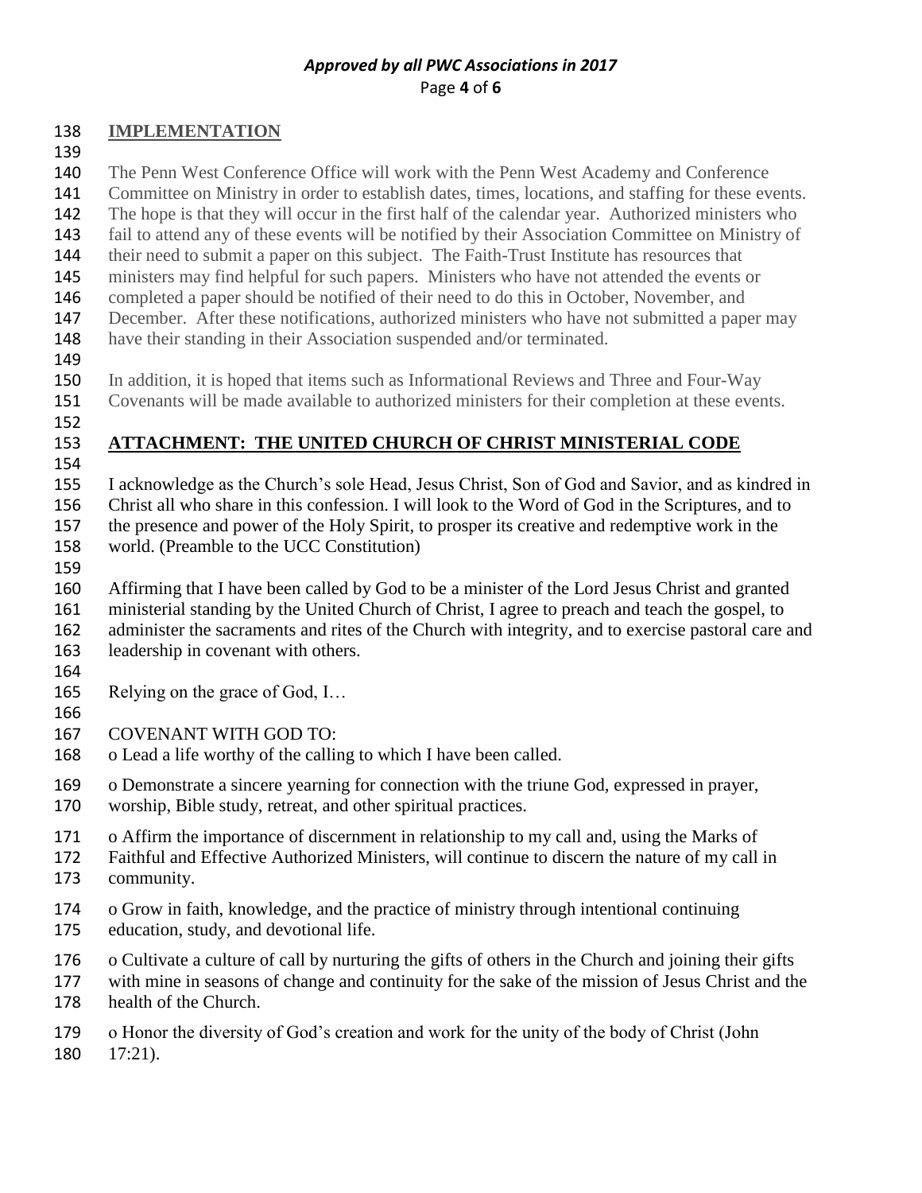## IMPLEMENTATION

The Penn West Conference Office will work with the Penn West Academy and Conference Committee on Ministry in order to establish dates, times, locations, and staffing for these events. The hope is that they will occur in the first half of the calendar year. Authorized ministers who fail to attend any of these events will be notified by their Association Committee on Ministry of their need to submit a paper on this subject. The Faith-Trust Institute has resources that ministers may find helpful for such papers. Ministers who have not attended the events or completed a paper should be notified of their need to do this in October, November, and December. After these notifications, authorized ministers who have not submitted a paper may have their standing in their Association suspended and/or terminated.

In addition, it is hoped that items such as Informational Reviews and Three and Four-Way Covenants will be made available to authorized ministers for their completion at these events.

## ATTACHMENT: THE UNITED CHURCH OF CHRIST MINISTERIAL CODE

I acknowledge as the Church's sole Head, Jesus Christ, Son of God and Savior, and as kindred in Christ all who share in this confession. I will look to the Word of God in the Scriptures, and to the presence and power of the Holy Spirit, to prosper its creative and redemptive work in the world. (Preamble to the UCC Constitution)

Affirming that I have been called by God to be a minister of the Lord Jesus Christ and granted ministerial standing by the United Church of Christ, I agree to preach and teach the gospel, to administer the sacraments and rites of the Church with integrity, and to exercise pastoral care and leadership in covenant with others.

Relying on the grace of God, I…

COVENANT WITH GOD TO:

- Lead a life worthy of the calling to which I have been called.
- Demonstrate a sincere yearning for connection with the triune God, expressed in prayer, worship, Bible study, retreat, and other spiritual practices.
- Affirm the importance of discernment in relationship to my call and, using the Marks of Faithful and Effective Authorized Ministers, will continue to discern the nature of my call in community.
- Grow in faith, knowledge, and the practice of ministry through intentional continuing education, study, and devotional life.
- Cultivate a culture of call by nurturing the gifts of others in the Church and joining their gifts with mine in seasons of change and continuity for the sake of the mission of Jesus Christ and the health of the Church.
- Honor the diversity of God's creation and work for the unity of the body of Christ (John 17:21).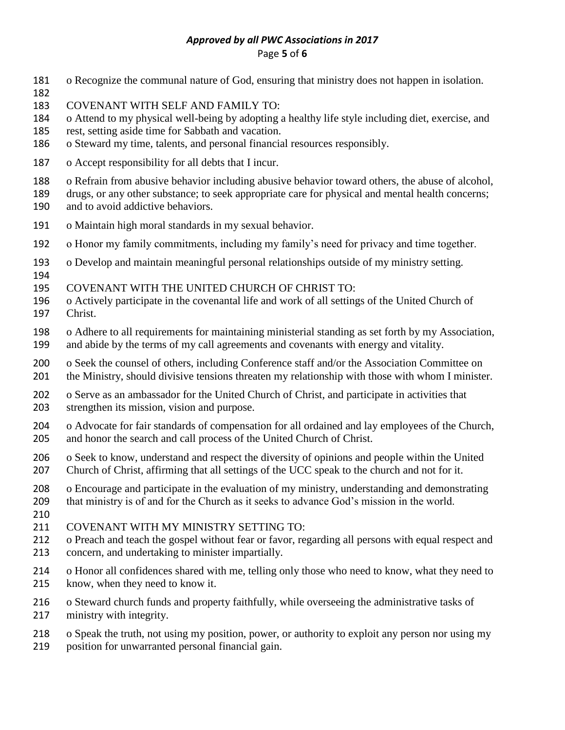o Recognize the communal nature of God, ensuring that ministry does not happen in isolation.

COVENANT WITH SELF AND FAMILY TO:

o Attend to my physical well-being by adopting a healthy life style including diet, exercise, and rest, setting aside time for Sabbath and vacation.

o Steward my time, talents, and personal financial resources responsibly.

o Accept responsibility for all debts that I incur.

o Refrain from abusive behavior including abusive behavior toward others, the abuse of alcohol, drugs, or any other substance; to seek appropriate care for physical and mental health concerns; and to avoid addictive behaviors.

o Maintain high moral standards in my sexual behavior.

o Honor my family commitments, including my family's need for privacy and time together.

o Develop and maintain meaningful personal relationships outside of my ministry setting.

COVENANT WITH THE UNITED CHURCH OF CHRIST TO:

o Actively participate in the covenantal life and work of all settings of the United Church of Christ.

o Adhere to all requirements for maintaining ministerial standing as set forth by my Association, and abide by the terms of my call agreements and covenants with energy and vitality.

o Seek the counsel of others, including Conference staff and/or the Association Committee on the Ministry, should divisive tensions threaten my relationship with those with whom I minister.

o Serve as an ambassador for the United Church of Christ, and participate in activities that strengthen its mission, vision and purpose.

o Advocate for fair standards of compensation for all ordained and lay employees of the Church, and honor the search and call process of the United Church of Christ.

o Seek to know, understand and respect the diversity of opinions and people within the United Church of Christ, affirming that all settings of the UCC speak to the church and not for it.

o Encourage and participate in the evaluation of my ministry, understanding and demonstrating that ministry is of and for the Church as it seeks to advance God's mission in the world.

COVENANT WITH MY MINISTRY SETTING TO:

o Preach and teach the gospel without fear or favor, regarding all persons with equal respect and concern, and undertaking to minister impartially.

o Honor all confidences shared with me, telling only those who need to know, what they need to know, when they need to know it.

o Steward church funds and property faithfully, while overseeing the administrative tasks of ministry with integrity.

o Speak the truth, not using my position, power, or authority to exploit any person nor using my position for unwarranted personal financial gain.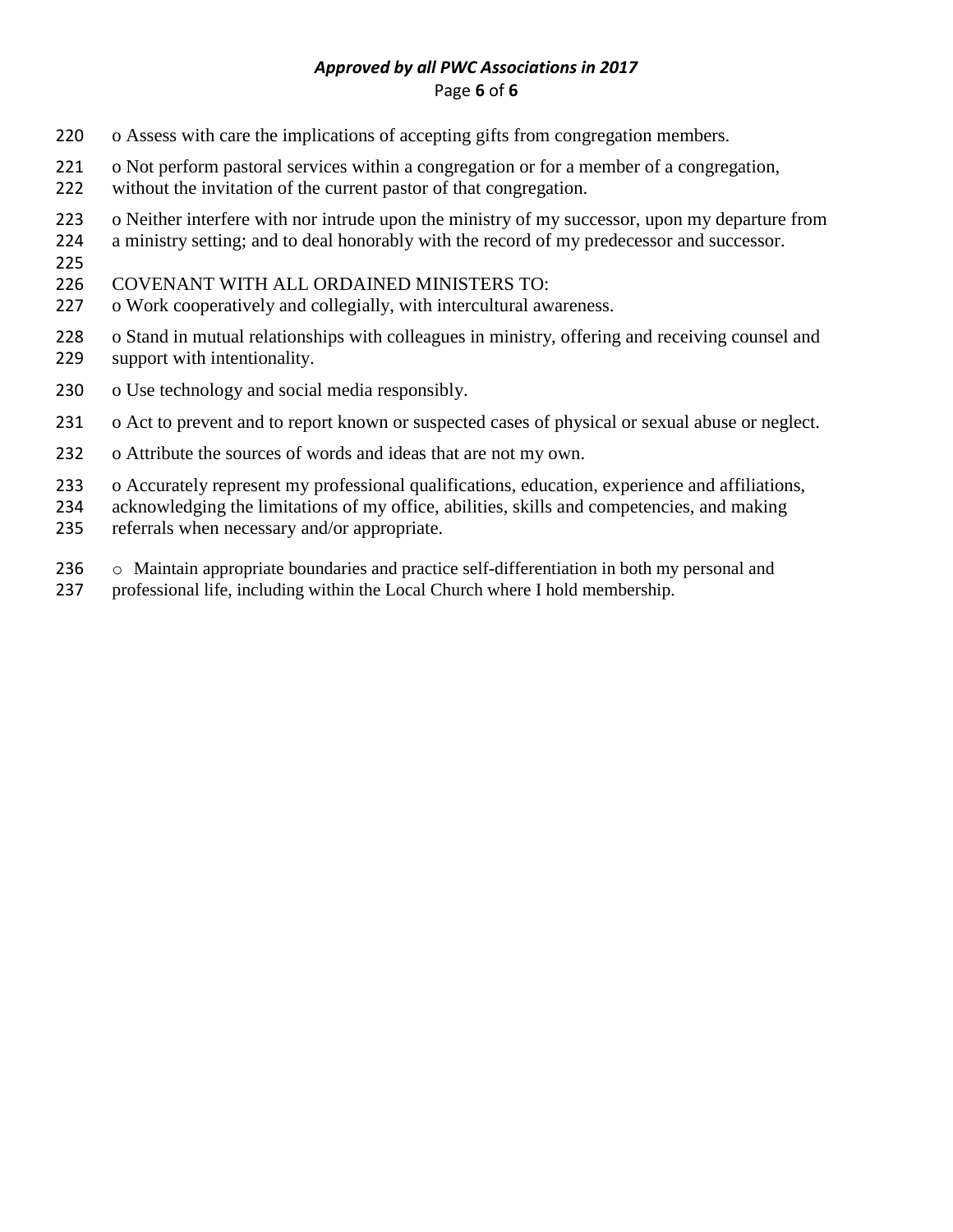o Assess with care the implications of accepting gifts from congregation members.

o Not perform pastoral services within a congregation or for a member of a congregation, without the invitation of the current pastor of that congregation.

o Neither interfere with nor intrude upon the ministry of my successor, upon my departure from a ministry setting; and to deal honorably with the record of my predecessor and successor.

COVENANT WITH ALL ORDAINED MINISTERS TO:

o Work cooperatively and collegially, with intercultural awareness.

o Stand in mutual relationships with colleagues in ministry, offering and receiving counsel and support with intentionality.

o Use technology and social media responsibly.

o Act to prevent and to report known or suspected cases of physical or sexual abuse or neglect.

o Attribute the sources of words and ideas that are not my own.

o Accurately represent my professional qualifications, education, experience and affiliations, acknowledging the limitations of my office, abilities, skills and competencies, and making referrals when necessary and/or appropriate.

o Maintain appropriate boundaries and practice self-differentiation in both my personal and professional life, including within the Local Church where I hold membership.